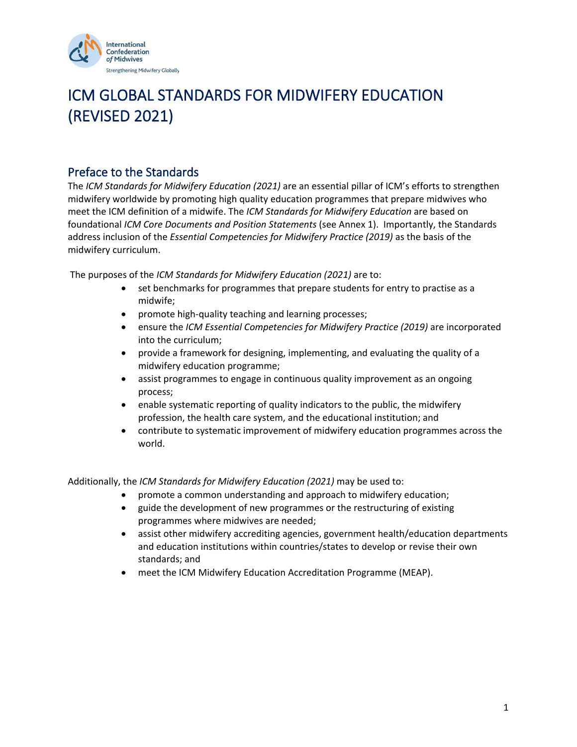# ICM GLOBAL STANDARDS FOR MIDWIFERY EDUCATION (REVISED 2021)

## Preface to the Standards

The *ICM Standards for Midwifery Education (2021)* are an essential pillar of ICM's efforts to strengthen midwifery worldwide by promoting high quality education programmes that prepare midwives who meet the ICM definition of a midwife. The *ICM Standards for Midwifery Education* are based on foundational *ICM Core Documents and Position Statements* (see Annex 1). Importantly, the Standards address inclusion of the *Essential Competencies for Midwifery Practice (2019)* as the basis of the midwifery curriculum.

The purposes of the *ICM Standards for Midwifery Education (2021)* are to:

- set benchmarks for programmes that prepare students for entry to practise as a midwife;
- promote high-quality teaching and learning processes;
- ensure the *ICM Essential Competencies for Midwifery Practice (2019)* are incorporated into the curriculum;
- provide a framework for designing, implementing, and evaluating the quality of a midwifery education programme;
- assist programmes to engage in continuous quality improvement as an ongoing process;
- enable systematic reporting of quality indicators to the public, the midwifery profession, the health care system, and the educational institution; and
- contribute to systematic improvement of midwifery education programmes across the world.

Additionally, the *ICM Standards for Midwifery Education (2021)* may be used to:

- promote a common understanding and approach to midwifery education;
- guide the development of new programmes or the restructuring of existing programmes where midwives are needed;
- assist other midwifery accrediting agencies, government health/education departments and education institutions within countries/states to develop or revise their own standards; and
- meet the ICM Midwifery Education Accreditation Programme (MEAP).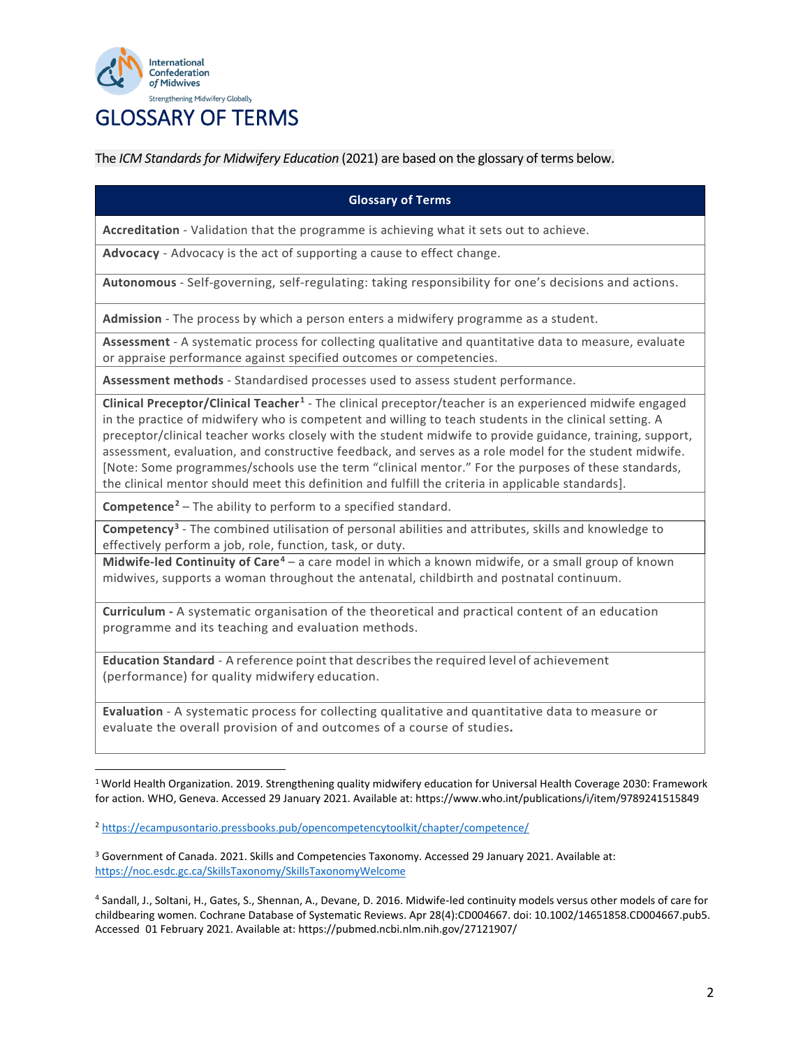# GLOSSARY OF TERMS

The *ICM Standards for Midwifery Education* (2021) are based on the glossary of terms below.

| Glossary of Terms |
|---|
| **Accreditation** - Validation that the programme is achieving what it sets out to achieve. |
| **Advocacy** - Advocacy is the act of supporting a cause to effect change. |
| **Autonomous** - Self-governing, self-regulating: taking responsibility for one's decisions and actions. |
| **Admission** - The process by which a person enters a midwifery programme as a student. |
| **Assessment** - A systematic process for collecting qualitative and quantitative data to measure, evaluate or appraise performance against specified outcomes or competencies. |
| **Assessment methods** - Standardised processes used to assess student performance. |
| **Clinical Preceptor/Clinical Teacher**[1] - The clinical preceptor/teacher is an experienced midwife engaged in the practice of midwifery who is competent and willing to teach students in the clinical setting. A preceptor/clinical teacher works closely with the student midwife to provide guidance, training, support, assessment, evaluation, and constructive feedback, and serves as a role model for the student midwife. [Note: Some programmes/schools use the term "clinical mentor." For the purposes of these standards, the clinical mentor should meet this definition and fulfill the criteria in applicable standards]. |
| **Competence**[2] – The ability to perform to a specified standard. |
| **Competency**[3] - The combined utilisation of personal abilities and attributes, skills and knowledge to effectively perform a job, role, function, task, or duty. |
| **Midwife-led Continuity of Care**[4] – a care model in which a known midwife, or a small group of known midwives, supports a woman throughout the antenatal, childbirth and postnatal continuum. |
| **Curriculum -** A systematic organisation of the theoretical and practical content of an education programme and its teaching and evaluation methods. |
| **Education Standard** - A reference point that describes the required level of achievement (performance) for quality midwifery education. |
| **Evaluation** - A systematic process for collecting qualitative and quantitative data to measure or evaluate the overall provision of and outcomes of a course of studies**.** |

[1] World Health Organization. 2019. Strengthening quality midwifery education for Universal Health Coverage 2030: Framework for action. WHO, Geneva. Accessed 29 January 2021. Available at: https://www.who.int/publications/i/item/9789241515849

[2] https://ecampusontario.pressbooks.pub/opencompetencytoolkit/chapter/competence/

[3] Government of Canada. 2021. Skills and Competencies Taxonomy. Accessed 29 January 2021. Available at: https://noc.esdc.gc.ca/SkillsTaxonomy/SkillsTaxonomyWelcome

[4] Sandall, J., Soltani, H., Gates, S., Shennan, A., Devane, D. 2016. Midwife-led continuity models versus other models of care for childbearing women. Cochrane Database of Systematic Reviews. Apr 28(4):CD004667. doi: 10.1002/14651858.CD004667.pub5. Accessed 01 February 2021. Available at: https://pubmed.ncbi.nlm.nih.gov/27121907/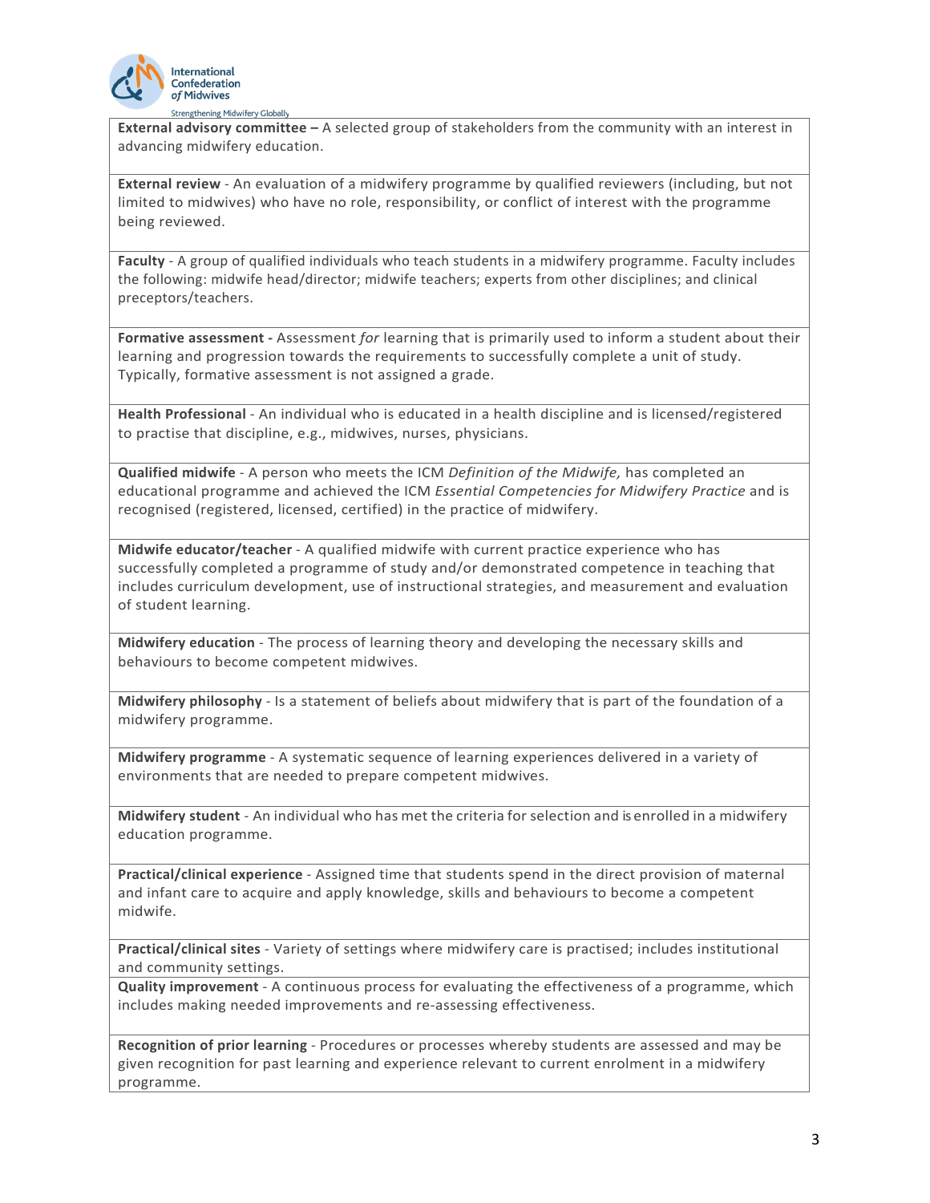**External advisory committee –** A selected group of stakeholders from the community with an interest in advancing midwifery education.

**External review** - An evaluation of a midwifery programme by qualified reviewers (including, but not limited to midwives) who have no role, responsibility, or conflict of interest with the programme being reviewed.

**Faculty** - A group of qualified individuals who teach students in a midwifery programme. Faculty includes the following: midwife head/director; midwife teachers; experts from other disciplines; and clinical preceptors/teachers.

**Formative assessment -** Assessment *for* learning that is primarily used to inform a student about their learning and progression towards the requirements to successfully complete a unit of study. Typically, formative assessment is not assigned a grade.

**Health Professional** - An individual who is educated in a health discipline and is licensed/registered to practise that discipline, e.g., midwives, nurses, physicians.

**Qualified midwife** - A person who meets the ICM *Definition of the Midwife,* has completed an educational programme and achieved the ICM *Essential Competencies for Midwifery Practice* and is recognised (registered, licensed, certified) in the practice of midwifery.

**Midwife educator/teacher** - A qualified midwife with current practice experience who has successfully completed a programme of study and/or demonstrated competence in teaching that includes curriculum development, use of instructional strategies, and measurement and evaluation of student learning.

**Midwifery education** - The process of learning theory and developing the necessary skills and behaviours to become competent midwives.

**Midwifery philosophy** - Is a statement of beliefs about midwifery that is part of the foundation of a midwifery programme.

**Midwifery programme** - A systematic sequence of learning experiences delivered in a variety of environments that are needed to prepare competent midwives.

**Midwifery student** - An individual who has met the criteria for selection and is enrolled in a midwifery education programme.

**Practical/clinical experience** - Assigned time that students spend in the direct provision of maternal and infant care to acquire and apply knowledge, skills and behaviours to become a competent midwife.

**Practical/clinical sites** - Variety of settings where midwifery care is practised; includes institutional and community settings.

**Quality improvement** - A continuous process for evaluating the effectiveness of a programme, which includes making needed improvements and re-assessing effectiveness.

**Recognition of prior learning** - Procedures or processes whereby students are assessed and may be given recognition for past learning and experience relevant to current enrolment in a midwifery programme.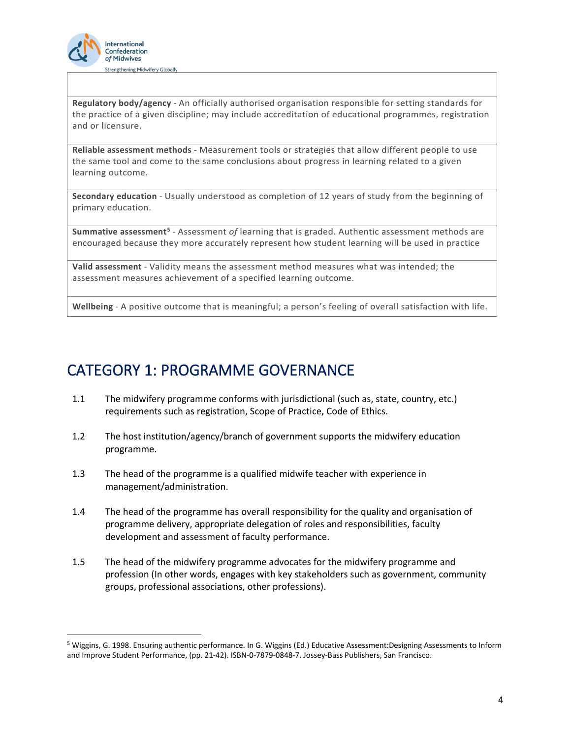| |
|---|
| **Regulatory body/agency** - An officially authorised organisation responsible for setting standards for the practice of a given discipline; may include accreditation of educational programmes, registration and or licensure. |
| **Reliable assessment methods** - Measurement tools or strategies that allow different people to use the same tool and come to the same conclusions about progress in learning related to a given learning outcome. |
| **Secondary education** - Usually understood as completion of 12 years of study from the beginning of primary education. |
| **Summative assessment**[5] - Assessment *of* learning that is graded. Authentic assessment methods are encouraged because they more accurately represent how student learning will be used in practice |
| **Valid assessment** - Validity means the assessment method measures what was intended; the assessment measures achievement of a specified learning outcome. |
| **Wellbeing** - A positive outcome that is meaningful; a person's feeling of overall satisfaction with life. |

# CATEGORY 1: PROGRAMME GOVERNANCE

1.1 The midwifery programme conforms with jurisdictional (such as, state, country, etc.) requirements such as registration, Scope of Practice, Code of Ethics.

1.2 The host institution/agency/branch of government supports the midwifery education programme.

1.3 The head of the programme is a qualified midwife teacher with experience in management/administration.

1.4 The head of the programme has overall responsibility for the quality and organisation of programme delivery, appropriate delegation of roles and responsibilities, faculty development and assessment of faculty performance.

1.5 The head of the midwifery programme advocates for the midwifery programme and profession (In other words, engages with key stakeholders such as government, community groups, professional associations, other professions).

---

[5] Wiggins, G. 1998. Ensuring authentic performance. In G. Wiggins (Ed.) Educative Assessment:Designing Assessments to Inform and Improve Student Performance, (pp. 21-42). ISBN-0-7879-0848-7. Jossey-Bass Publishers, San Francisco.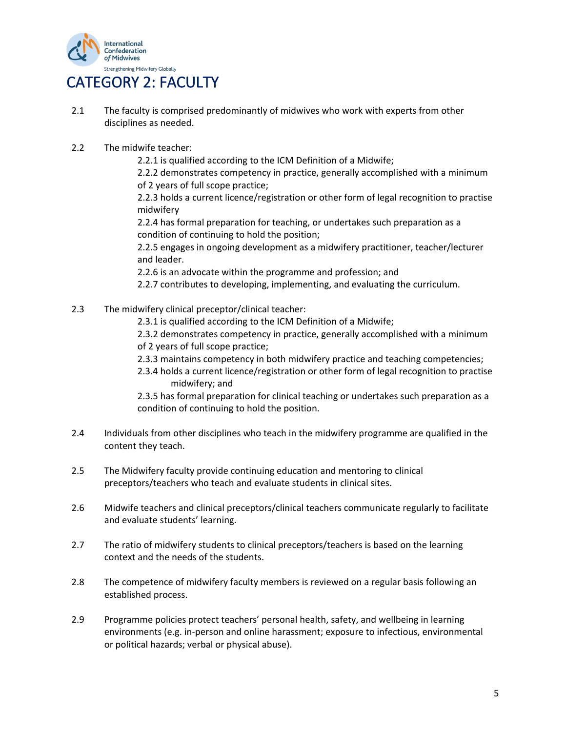# CATEGORY 2: FACULTY

2.1 The faculty is comprised predominantly of midwives who work with experts from other disciplines as needed.

2.2 The midwife teacher:

2.2.1 is qualified according to the ICM Definition of a Midwife;

2.2.2 demonstrates competency in practice, generally accomplished with a minimum of 2 years of full scope practice;

2.2.3 holds a current licence/registration or other form of legal recognition to practise midwifery

2.2.4 has formal preparation for teaching, or undertakes such preparation as a condition of continuing to hold the position;

2.2.5 engages in ongoing development as a midwifery practitioner, teacher/lecturer and leader.

2.2.6 is an advocate within the programme and profession; and

2.2.7 contributes to developing, implementing, and evaluating the curriculum.

2.3 The midwifery clinical preceptor/clinical teacher:

2.3.1 is qualified according to the ICM Definition of a Midwife;

2.3.2 demonstrates competency in practice, generally accomplished with a minimum of 2 years of full scope practice;

2.3.3 maintains competency in both midwifery practice and teaching competencies;

2.3.4 holds a current licence/registration or other form of legal recognition to practise midwifery; and

2.3.5 has formal preparation for clinical teaching or undertakes such preparation as a condition of continuing to hold the position.

2.4 Individuals from other disciplines who teach in the midwifery programme are qualified in the content they teach.

2.5 The Midwifery faculty provide continuing education and mentoring to clinical preceptors/teachers who teach and evaluate students in clinical sites.

2.6 Midwife teachers and clinical preceptors/clinical teachers communicate regularly to facilitate and evaluate students' learning.

2.7 The ratio of midwifery students to clinical preceptors/teachers is based on the learning context and the needs of the students.

2.8 The competence of midwifery faculty members is reviewed on a regular basis following an established process.

2.9 Programme policies protect teachers' personal health, safety, and wellbeing in learning environments (e.g. in-person and online harassment; exposure to infectious, environmental or political hazards; verbal or physical abuse).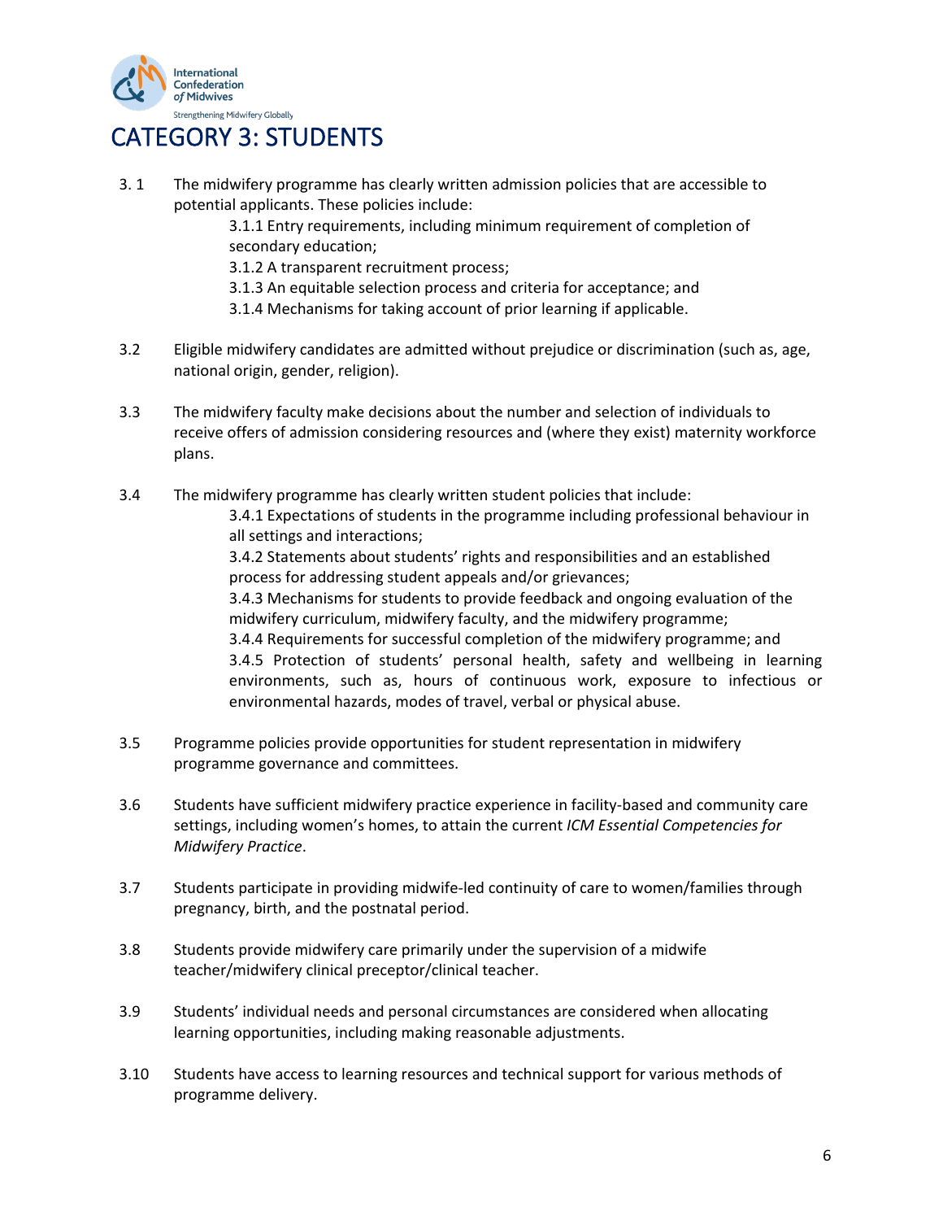# CATEGORY 3: STUDENTS

3. 1 The midwifery programme has clearly written admission policies that are accessible to potential applicants. These policies include:

   3.1.1 Entry requirements, including minimum requirement of completion of secondary education;

   3.1.2 A transparent recruitment process;

   3.1.3 An equitable selection process and criteria for acceptance; and

   3.1.4 Mechanisms for taking account of prior learning if applicable.

3.2 Eligible midwifery candidates are admitted without prejudice or discrimination (such as, age, national origin, gender, religion).

3.3 The midwifery faculty make decisions about the number and selection of individuals to receive offers of admission considering resources and (where they exist) maternity workforce plans.

3.4 The midwifery programme has clearly written student policies that include:

   3.4.1 Expectations of students in the programme including professional behaviour in all settings and interactions;

   3.4.2 Statements about students' rights and responsibilities and an established process for addressing student appeals and/or grievances;

   3.4.3 Mechanisms for students to provide feedback and ongoing evaluation of the midwifery curriculum, midwifery faculty, and the midwifery programme;

   3.4.4 Requirements for successful completion of the midwifery programme; and

   3.4.5 Protection of students' personal health, safety and wellbeing in learning environments, such as, hours of continuous work, exposure to infectious or environmental hazards, modes of travel, verbal or physical abuse.

3.5 Programme policies provide opportunities for student representation in midwifery programme governance and committees.

3.6 Students have sufficient midwifery practice experience in facility-based and community care settings, including women's homes, to attain the current *ICM Essential Competencies for Midwifery Practice*.

3.7 Students participate in providing midwife-led continuity of care to women/families through pregnancy, birth, and the postnatal period.

3.8 Students provide midwifery care primarily under the supervision of a midwife teacher/midwifery clinical preceptor/clinical teacher.

3.9 Students' individual needs and personal circumstances are considered when allocating learning opportunities, including making reasonable adjustments.

3.10 Students have access to learning resources and technical support for various methods of programme delivery.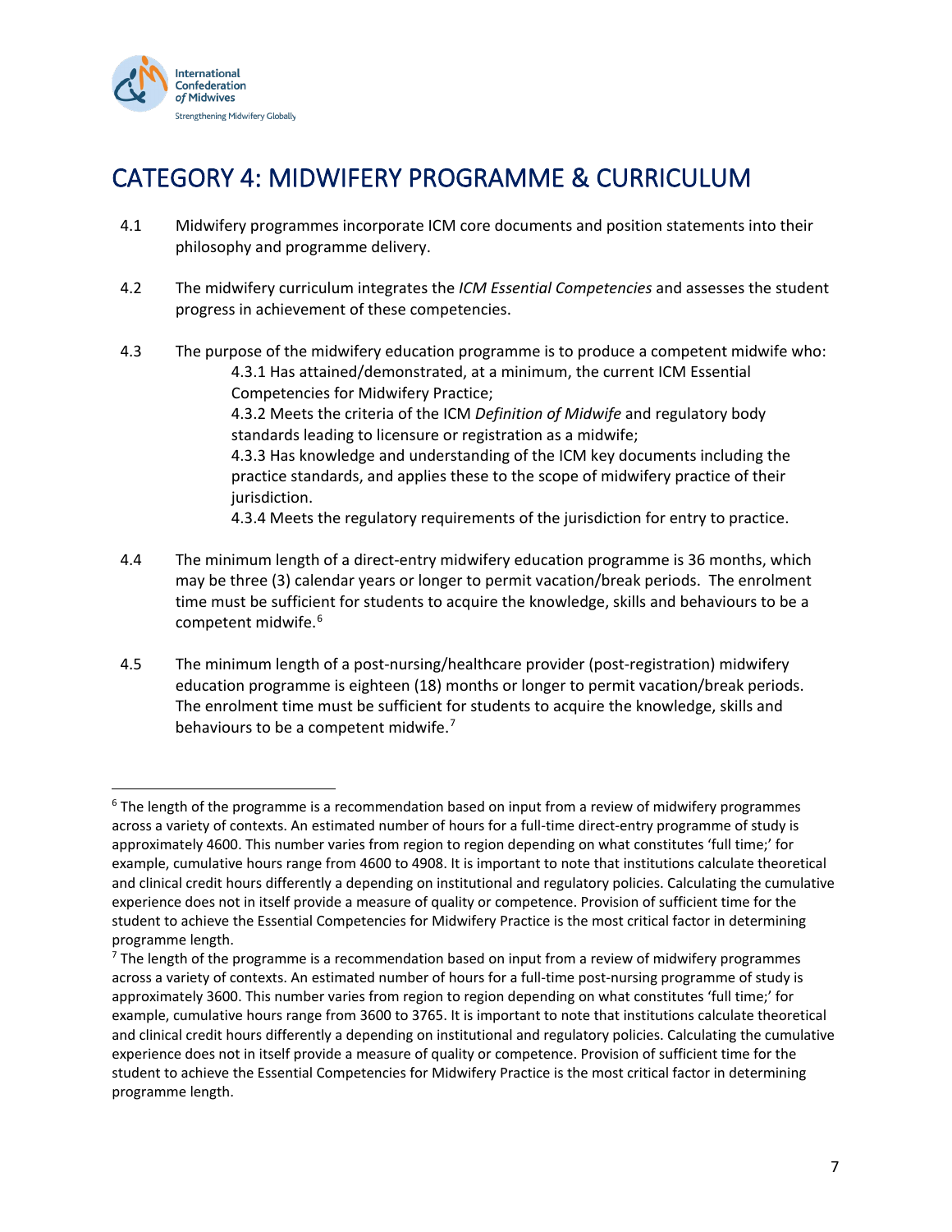# CATEGORY 4: MIDWIFERY PROGRAMME & CURRICULUM

4.1 Midwifery programmes incorporate ICM core documents and position statements into their philosophy and programme delivery.

4.2 The midwifery curriculum integrates the *ICM Essential Competencies* and assesses the student progress in achievement of these competencies.

4.3 The purpose of the midwifery education programme is to produce a competent midwife who:

4.3.1 Has attained/demonstrated, at a minimum, the current ICM Essential Competencies for Midwifery Practice;

4.3.2 Meets the criteria of the ICM *Definition of Midwife* and regulatory body standards leading to licensure or registration as a midwife;

4.3.3 Has knowledge and understanding of the ICM key documents including the practice standards, and applies these to the scope of midwifery practice of their jurisdiction.

4.3.4 Meets the regulatory requirements of the jurisdiction for entry to practice.

4.4 The minimum length of a direct-entry midwifery education programme is 36 months, which may be three (3) calendar years or longer to permit vacation/break periods. The enrolment time must be sufficient for students to acquire the knowledge, skills and behaviours to be a competent midwife.[6]

4.5 The minimum length of a post-nursing/healthcare provider (post-registration) midwifery education programme is eighteen (18) months or longer to permit vacation/break periods. The enrolment time must be sufficient for students to acquire the knowledge, skills and behaviours to be a competent midwife.[7]

---

[6] The length of the programme is a recommendation based on input from a review of midwifery programmes across a variety of contexts. An estimated number of hours for a full-time direct-entry programme of study is approximately 4600. This number varies from region to region depending on what constitutes 'full time;' for example, cumulative hours range from 4600 to 4908. It is important to note that institutions calculate theoretical and clinical credit hours differently a depending on institutional and regulatory policies. Calculating the cumulative experience does not in itself provide a measure of quality or competence. Provision of sufficient time for the student to achieve the Essential Competencies for Midwifery Practice is the most critical factor in determining programme length.

[7] The length of the programme is a recommendation based on input from a review of midwifery programmes across a variety of contexts. An estimated number of hours for a full-time post-nursing programme of study is approximately 3600. This number varies from region to region depending on what constitutes 'full time;' for example, cumulative hours range from 3600 to 3765. It is important to note that institutions calculate theoretical and clinical credit hours differently a depending on institutional and regulatory policies. Calculating the cumulative experience does not in itself provide a measure of quality or competence. Provision of sufficient time for the student to achieve the Essential Competencies for Midwifery Practice is the most critical factor in determining programme length.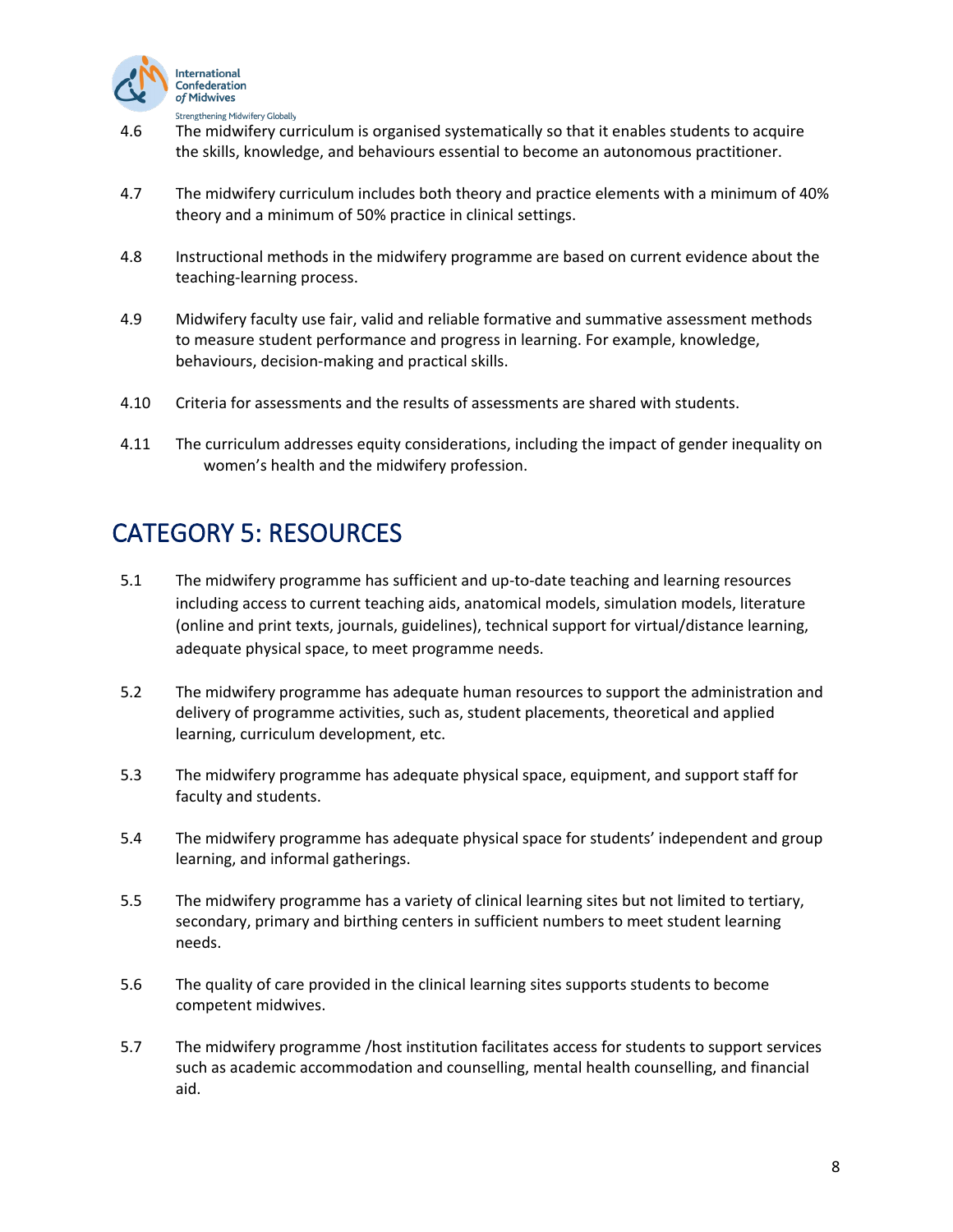4.6 The midwifery curriculum is organised systematically so that it enables students to acquire the skills, knowledge, and behaviours essential to become an autonomous practitioner.

4.7 The midwifery curriculum includes both theory and practice elements with a minimum of 40% theory and a minimum of 50% practice in clinical settings.

4.8 Instructional methods in the midwifery programme are based on current evidence about the teaching-learning process.

4.9 Midwifery faculty use fair, valid and reliable formative and summative assessment methods to measure student performance and progress in learning. For example, knowledge, behaviours, decision-making and practical skills.

4.10 Criteria for assessments and the results of assessments are shared with students.

4.11 The curriculum addresses equity considerations, including the impact of gender inequality on women's health and the midwifery profession.

## CATEGORY 5: RESOURCES

5.1 The midwifery programme has sufficient and up-to-date teaching and learning resources including access to current teaching aids, anatomical models, simulation models, literature (online and print texts, journals, guidelines), technical support for virtual/distance learning, adequate physical space, to meet programme needs.

5.2 The midwifery programme has adequate human resources to support the administration and delivery of programme activities, such as, student placements, theoretical and applied learning, curriculum development, etc.

5.3 The midwifery programme has adequate physical space, equipment, and support staff for faculty and students.

5.4 The midwifery programme has adequate physical space for students' independent and group learning, and informal gatherings.

5.5 The midwifery programme has a variety of clinical learning sites but not limited to tertiary, secondary, primary and birthing centers in sufficient numbers to meet student learning needs.

5.6 The quality of care provided in the clinical learning sites supports students to become competent midwives.

5.7 The midwifery programme /host institution facilitates access for students to support services such as academic accommodation and counselling, mental health counselling, and financial aid.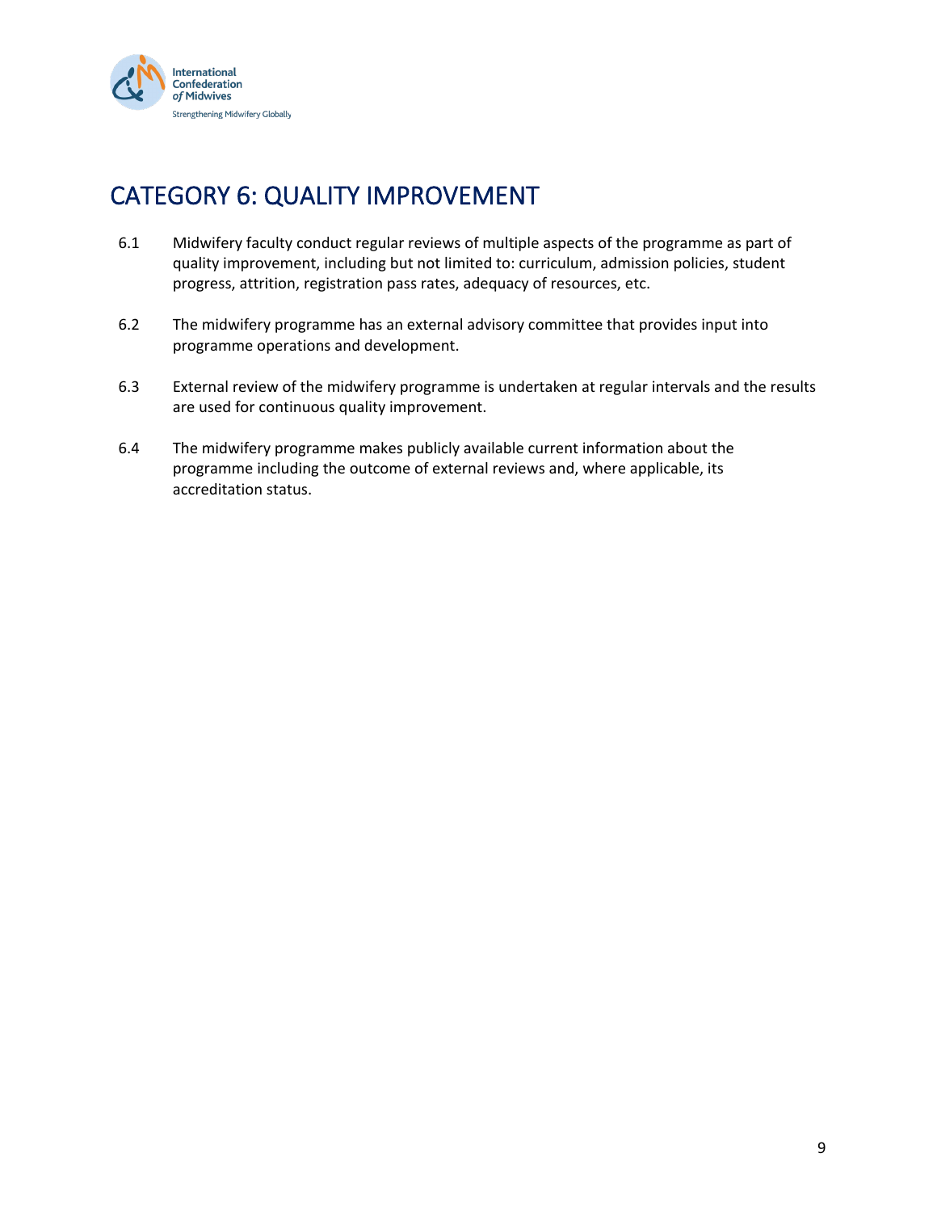# CATEGORY 6: QUALITY IMPROVEMENT

6.1 Midwifery faculty conduct regular reviews of multiple aspects of the programme as part of quality improvement, including but not limited to: curriculum, admission policies, student progress, attrition, registration pass rates, adequacy of resources, etc.

6.2 The midwifery programme has an external advisory committee that provides input into programme operations and development.

6.3 External review of the midwifery programme is undertaken at regular intervals and the results are used for continuous quality improvement.

6.4 The midwifery programme makes publicly available current information about the programme including the outcome of external reviews and, where applicable, its accreditation status.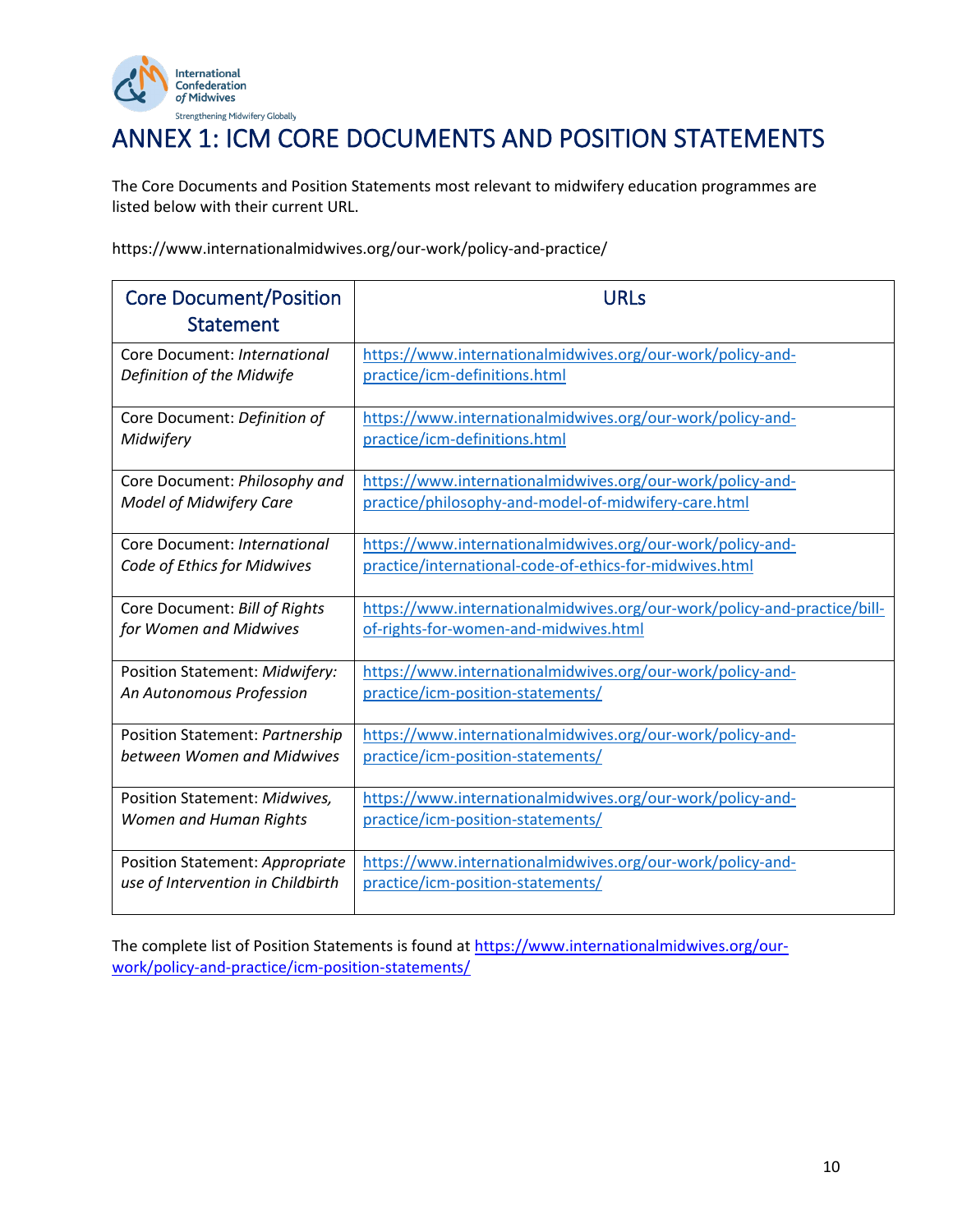# ANNEX 1: ICM CORE DOCUMENTS AND POSITION STATEMENTS

The Core Documents and Position Statements most relevant to midwifery education programmes are listed below with their current URL.

https://www.internationalmidwives.org/our-work/policy-and-practice/

| Core Document/Position Statement | URLs |
|---|---|
| Core Document: *International Definition of the Midwife* | https://www.internationalmidwives.org/our-work/policy-and-practice/icm-definitions.html |
| Core Document: *Definition of Midwifery* | https://www.internationalmidwives.org/our-work/policy-and-practice/icm-definitions.html |
| Core Document: *Philosophy and Model of Midwifery Care* | https://www.internationalmidwives.org/our-work/policy-and-practice/philosophy-and-model-of-midwifery-care.html |
| Core Document: *International Code of Ethics for Midwives* | https://www.internationalmidwives.org/our-work/policy-and-practice/international-code-of-ethics-for-midwives.html |
| Core Document: *Bill of Rights for Women and Midwives* | https://www.internationalmidwives.org/our-work/policy-and-practice/bill-of-rights-for-women-and-midwives.html |
| Position Statement: *Midwifery: An Autonomous Profession* | https://www.internationalmidwives.org/our-work/policy-and-practice/icm-position-statements/ |
| Position Statement: *Partnership between Women and Midwives* | https://www.internationalmidwives.org/our-work/policy-and-practice/icm-position-statements/ |
| Position Statement: *Midwives, Women and Human Rights* | https://www.internationalmidwives.org/our-work/policy-and-practice/icm-position-statements/ |
| Position Statement: *Appropriate use of Intervention in Childbirth* | https://www.internationalmidwives.org/our-work/policy-and-practice/icm-position-statements/ |

The complete list of Position Statements is found at https://www.internationalmidwives.org/our-work/policy-and-practice/icm-position-statements/